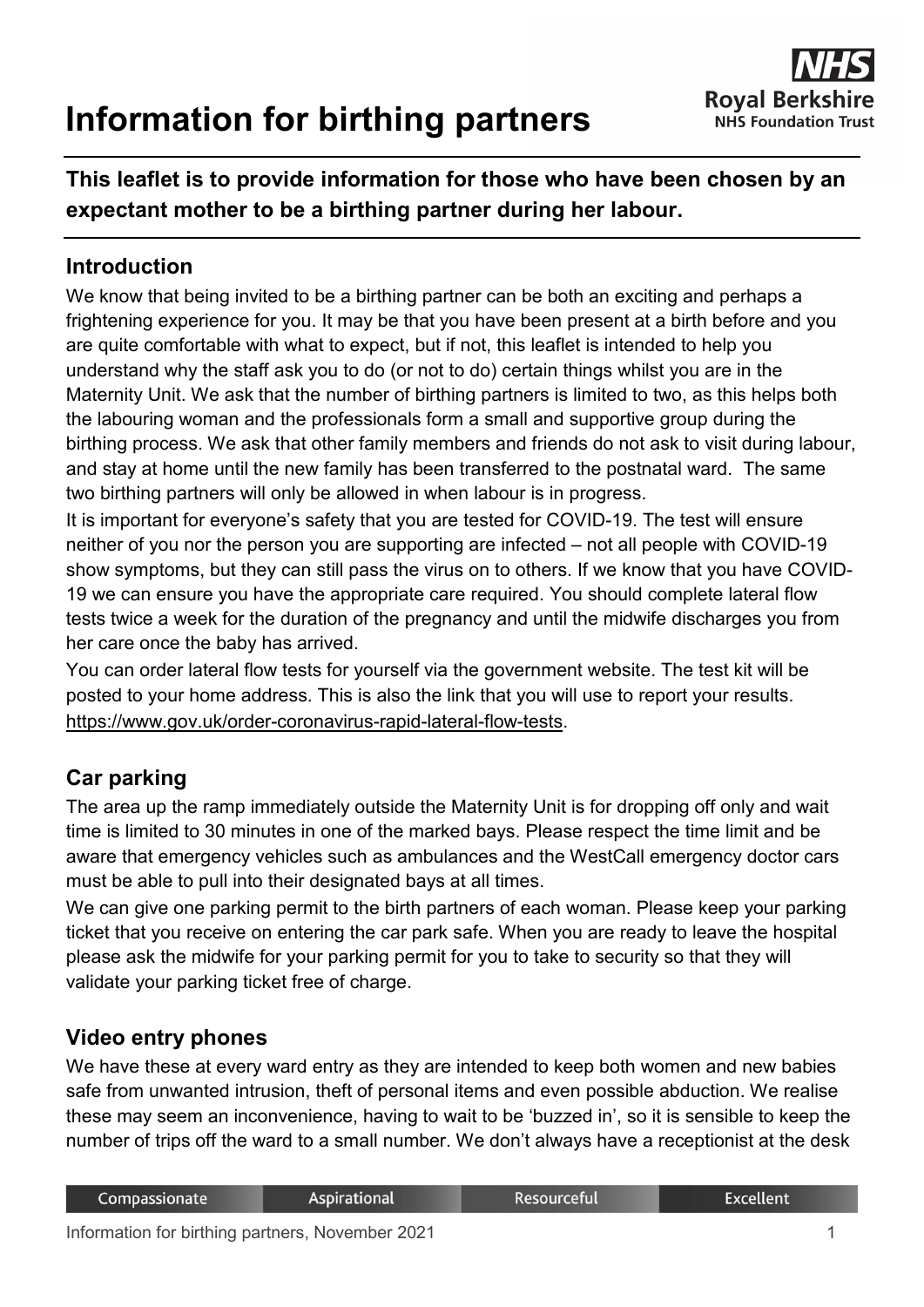# Information for birthing partners

**This leaflet is to provide information for those who have been chosen by an expectant mother to be a birthing partner during her labour.**

## Introduction

We know that being invited to be a birthing partner can be both an exciting and perhaps a frightening experience for you. It may be that you have been present at a birth before and you are quite comfortable with what to expect, but if not, this leaflet is intended to help you understand why the staff ask you to do (or not to do) certain things whilst you are in the Maternity Unit. We ask that the number of birthing partners is limited to two, as this helps both the labouring woman and the professionals form a small and supportive group during the birthing process. We ask that other family members and friends do not ask to visit during labour, and stay at home until the new family has been transferred to the postnatal ward. The same two birthing partners will only be allowed in when labour is in progress.

It is important for everyone's safety that you are tested for COVID-19. The test will ensure neither of you nor the person you are supporting are infected – not all people with COVID-19 show symptoms, but they can still pass the virus on to others. If we know that you have COVID-19 we can ensure you have the appropriate care required. You should complete lateral flow tests twice a week for the duration of the pregnancy and until the midwife discharges you from her care once the baby has arrived.

You can order lateral flow tests for yourself via the government website. The test kit will be posted to your home address. This is also the link that you will use to report your results. https://www.gov.uk/order-coronavirus-rapid-lateral-flow-tests.

## Car parking

The area up the ramp immediately outside the Maternity Unit is for dropping off only and wait time is limited to 30 minutes in one of the marked bays. Please respect the time limit and be aware that emergency vehicles such as ambulances and the WestCall emergency doctor cars must be able to pull into their designated bays at all times.

We can give one parking permit to the birth partners of each woman. Please keep your parking ticket that you receive on entering the car park safe. When you are ready to leave the hospital please ask the midwife for your parking permit for you to take to security so that they will validate your parking ticket free of charge.

## Video entry phones

We have these at every ward entry as they are intended to keep both women and new babies safe from unwanted intrusion, theft of personal items and even possible abduction. We realise these may seem an inconvenience, having to wait to be 'buzzed in', so it is sensible to keep the number of trips off the ward to a small number. We don't always have a receptionist at the desk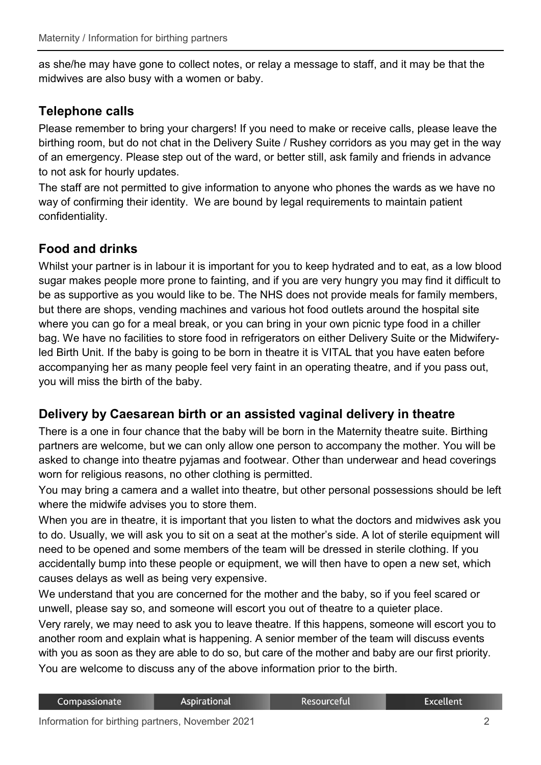as she/he may have gone to collect notes, or relay a message to staff, and it may be that the midwives are also busy with a women or baby.

## Telephone calls

Please remember to bring your chargers! If you need to make or receive calls, please leave the birthing room, but do not chat in the Delivery Suite / Rushey corridors as you may get in the way of an emergency. Please step out of the ward, or better still, ask family and friends in advance to not ask for hourly updates.

The staff are not permitted to give information to anyone who phones the wards as we have no way of confirming their identity. We are bound by legal requirements to maintain patient confidentiality.

## Food and drinks

Whilst your partner is in labour it is important for you to keep hydrated and to eat, as a low blood sugar makes people more prone to fainting, and if you are very hungry you may find it difficult to be as supportive as you would like to be. The NHS does not provide meals for family members, but there are shops, vending machines and various hot food outlets around the hospital site where you can go for a meal break, or you can bring in your own picnic type food in a chiller bag. We have no facilities to store food in refrigerators on either Delivery Suite or the Midwifery-led Birth Unit. If the baby is going to be born in theatre it is VITAL that you have eaten before accompanying her as many people feel very faint in an operating theatre, and if you pass out, you will miss the birth of the baby.

## Delivery by Caesarean birth or an assisted vaginal delivery in theatre

There is a one in four chance that the baby will be born in the Maternity theatre suite. Birthing partners are welcome, but we can only allow one person to accompany the mother. You will be asked to change into theatre pyjamas and footwear. Other than underwear and head coverings worn for religious reasons, no other clothing is permitted.

You may bring a camera and a wallet into theatre, but other personal possessions should be left where the midwife advises you to store them.

When you are in theatre, it is important that you listen to what the doctors and midwives ask you to do. Usually, we will ask you to sit on a seat at the mother's side. A lot of sterile equipment will need to be opened and some members of the team will be dressed in sterile clothing. If you accidentally bump into these people or equipment, we will then have to open a new set, which causes delays as well as being very expensive.

We understand that you are concerned for the mother and the baby, so if you feel scared or unwell, please say so, and someone will escort you out of theatre to a quieter place.

Very rarely, we may need to ask you to leave theatre. If this happens, someone will escort you to another room and explain what is happening. A senior member of the team will discuss events with you as soon as they are able to do so, but care of the mother and baby are our first priority.

You are welcome to discuss any of the above information prior to the birth.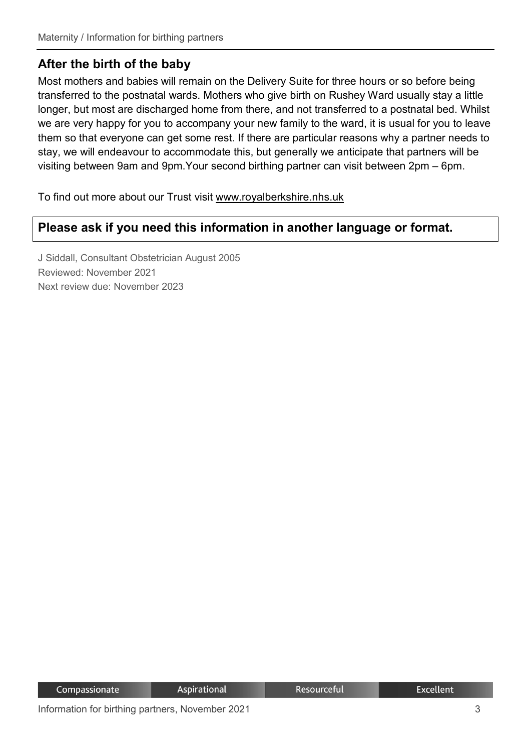## After the birth of the baby

Most mothers and babies will remain on the Delivery Suite for three hours or so before being transferred to the postnatal wards. Mothers who give birth on Rushey Ward usually stay a little longer, but most are discharged home from there, and not transferred to a postnatal bed. Whilst we are very happy for you to accompany your new family to the ward, it is usual for you to leave them so that everyone can get some rest. If there are particular reasons why a partner needs to stay, we will endeavour to accommodate this, but generally we anticipate that partners will be visiting between 9am and 9pm.Your second birthing partner can visit between 2pm – 6pm.

To find out more about our Trust visit www.royalberkshire.nhs.uk

**Please ask if you need this information in another language or format.**

J Siddall, Consultant Obstetrician August 2005
Reviewed: November 2021
Next review due: November 2023